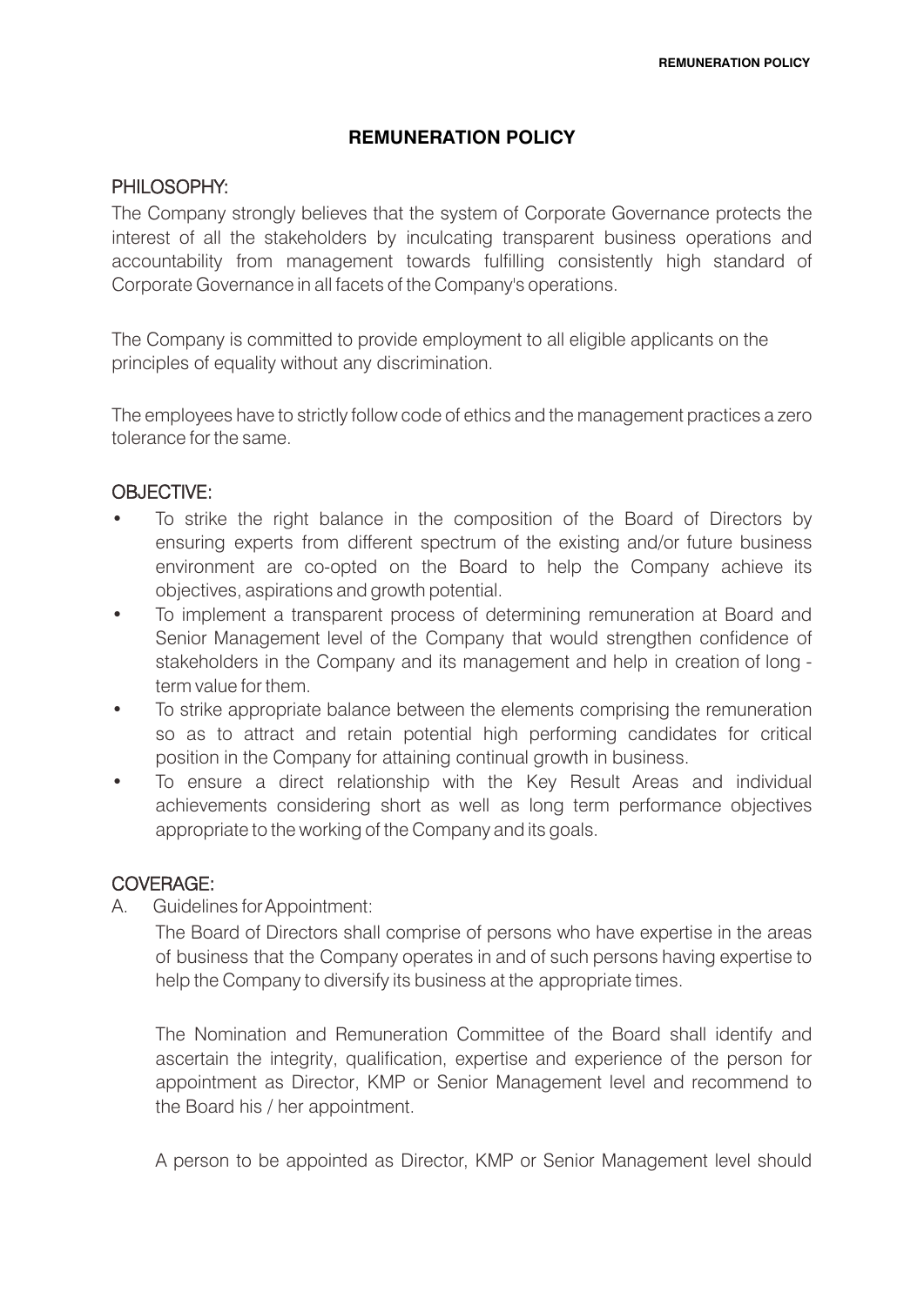# REMUNERATION POLICY

## PHILOSOPHY:

The Company strongly believes that the system of Corporate Governance protects the interest of all the stakeholders by inculcating transparent business operations and accountability from management towards fulfilling consistently high standard of Corporate Governance in all facets of the Company's operations.

The Company is committed to provide employment to all eligible applicants on the principles of equality without any discrimination.

The employees have to strictly follow code of ethics and the management practices a zero tolerance for the same.

## OBJECTIVE:

- To strike the right balance in the composition of the Board of Directors by ensuring experts from different spectrum of the existing and/or future business environment are co-opted on the Board to help the Company achieve its objectives, aspirations and growth potential.
- To implement a transparent process of determining remuneration at Board and Senior Management level of the Company that would strengthen confidence of stakeholders in the Company and its management and help in creation of long - term value for them.
- To strike appropriate balance between the elements comprising the remuneration so as to attract and retain potential high performing candidates for critical position in the Company for attaining continual growth in business.
- To ensure a direct relationship with the Key Result Areas and individual achievements considering short as well as long term performance objectives appropriate to the working of the Company and its goals.

## COVERAGE:

A. Guidelines for Appointment:

The Board of Directors shall comprise of persons who have expertise in the areas of business that the Company operates in and of such persons having expertise to help the Company to diversify its business at the appropriate times.

The Nomination and Remuneration Committee of the Board shall identify and ascertain the integrity, qualification, expertise and experience of the person for appointment as Director, KMP or Senior Management level and recommend to the Board his / her appointment.

A person to be appointed as Director, KMP or Senior Management level should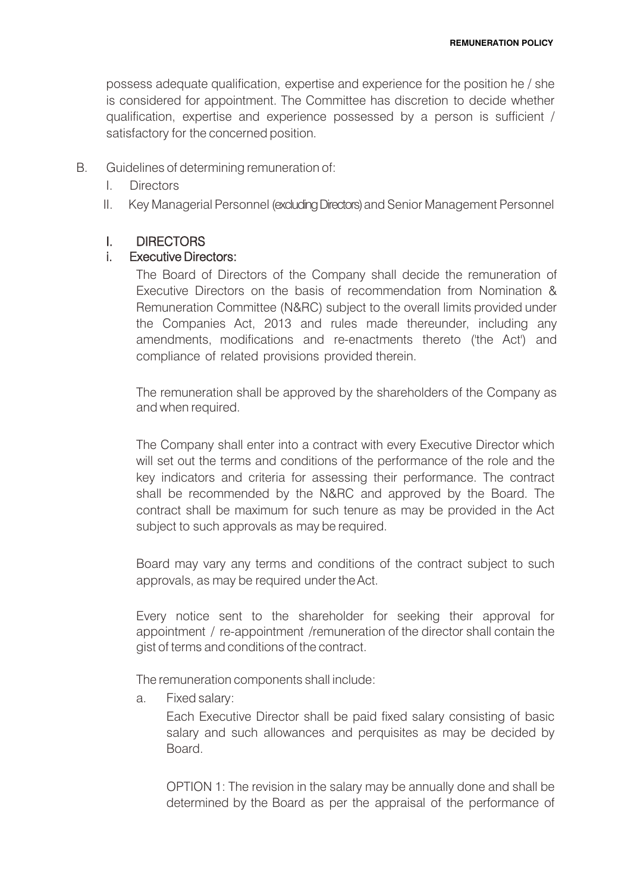possess adequate qualification, expertise and experience for the position he / she is considered for appointment. The Committee has discretion to decide whether qualification, expertise and experience possessed by a person is sufficient / satisfactory for the concerned position.

B. Guidelines of determining remuneration of:

   I. Directors

   II. Key Managerial Personnel (excluding Directors) and Senior Management Personnel

### I. DIRECTORS

#### i. Executive Directors:

The Board of Directors of the Company shall decide the remuneration of Executive Directors on the basis of recommendation from Nomination & Remuneration Committee (N&RC) subject to the overall limits provided under the Companies Act, 2013 and rules made thereunder, including any amendments, modifications and re-enactments thereto ('the Act') and compliance of related provisions provided therein.

The remuneration shall be approved by the shareholders of the Company as and when required.

The Company shall enter into a contract with every Executive Director which will set out the terms and conditions of the performance of the role and the key indicators and criteria for assessing their performance. The contract shall be recommended by the N&RC and approved by the Board. The contract shall be maximum for such tenure as may be provided in the Act subject to such approvals as may be required.

Board may vary any terms and conditions of the contract subject to such approvals, as may be required under the Act.

Every notice sent to the shareholder for seeking their approval for appointment / re-appointment /remuneration of the director shall contain the gist of terms and conditions of the contract.

The remuneration components shall include:

a. Fixed salary:

   Each Executive Director shall be paid fixed salary consisting of basic salary and such allowances and perquisites as may be decided by Board.

   OPTION 1: The revision in the salary may be annually done and shall be determined by the Board as per the appraisal of the performance of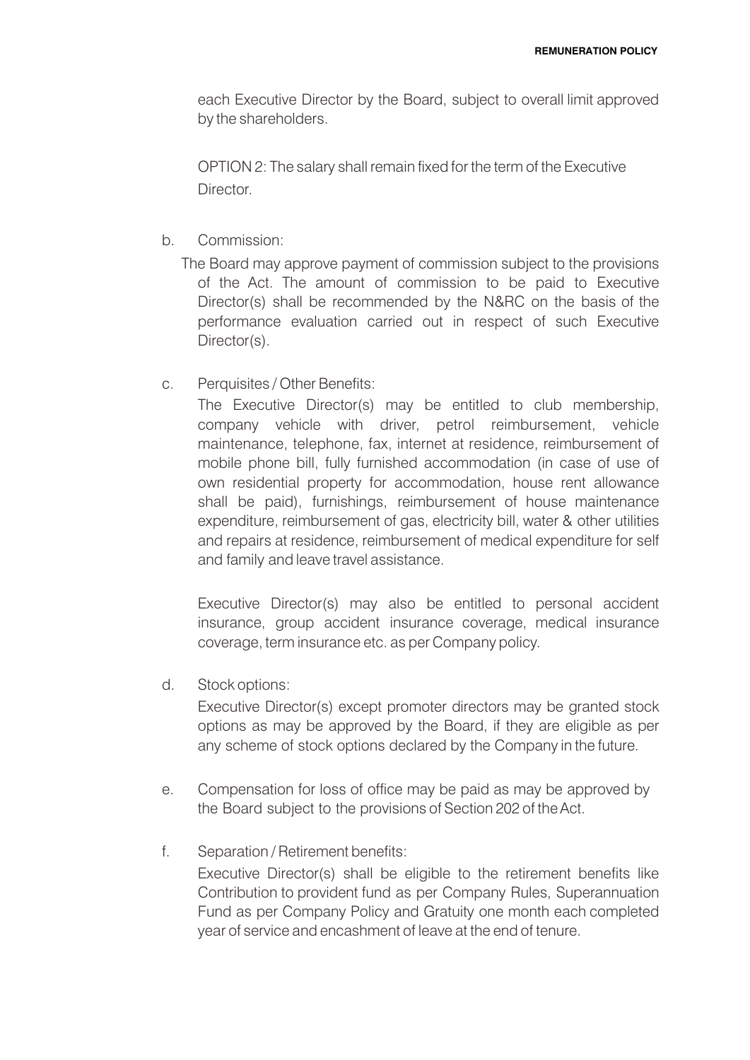each Executive Director by the Board, subject to overall limit approved by the shareholders.

OPTION 2: The salary shall remain fixed for the term of the Executive Director.

b. Commission:

   The Board may approve payment of commission subject to the provisions of the Act. The amount of commission to be paid to Executive Director(s) shall be recommended by the N&RC on the basis of the performance evaluation carried out in respect of such Executive Director(s).

c. Perquisites / Other Benefits:

   The Executive Director(s) may be entitled to club membership, company vehicle with driver, petrol reimbursement, vehicle maintenance, telephone, fax, internet at residence, reimbursement of mobile phone bill, fully furnished accommodation (in case of use of own residential property for accommodation, house rent allowance shall be paid), furnishings, reimbursement of house maintenance expenditure, reimbursement of gas, electricity bill, water & other utilities and repairs at residence, reimbursement of medical expenditure for self and family and leave travel assistance.

   Executive Director(s) may also be entitled to personal accident insurance, group accident insurance coverage, medical insurance coverage, term insurance etc. as per Company policy.

d. Stock options:

   Executive Director(s) except promoter directors may be granted stock options as may be approved by the Board, if they are eligible as per any scheme of stock options declared by the Company in the future.

e. Compensation for loss of office may be paid as may be approved by the Board subject to the provisions of Section 202 of the Act.

f. Separation / Retirement benefits:

   Executive Director(s) shall be eligible to the retirement benefits like Contribution to provident fund as per Company Rules, Superannuation Fund as per Company Policy and Gratuity one month each completed year of service and encashment of leave at the end of tenure.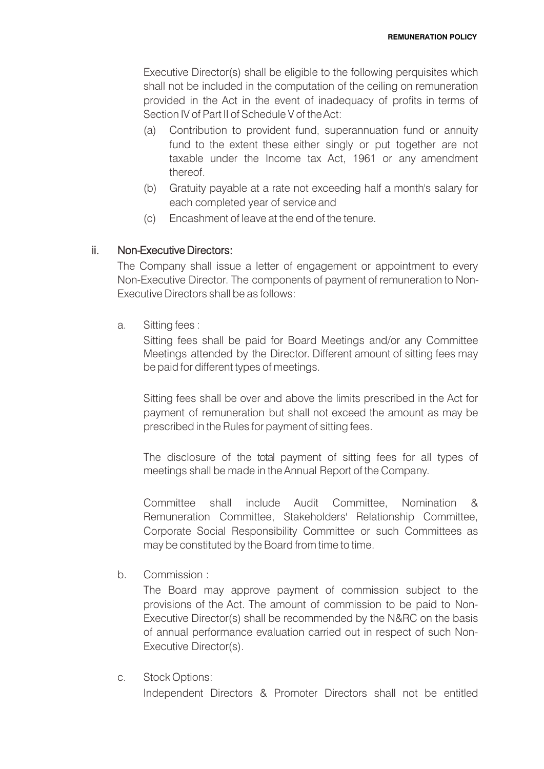Executive Director(s) shall be eligible to the following perquisites which shall not be included in the computation of the ceiling on remuneration provided in the Act in the event of inadequacy of profits in terms of Section IV of Part II of Schedule V of the Act:

(a) Contribution to provident fund, superannuation fund or annuity fund to the extent these either singly or put together are not taxable under the Income tax Act, 1961 or any amendment thereof.

(b) Gratuity payable at a rate not exceeding half a month's salary for each completed year of service and

(c) Encashment of leave at the end of the tenure.

ii. Non-Executive Directors:

The Company shall issue a letter of engagement or appointment to every Non-Executive Director. The components of payment of remuneration to Non-Executive Directors shall be as follows:

a. Sitting fees :

Sitting fees shall be paid for Board Meetings and/or any Committee Meetings attended by the Director. Different amount of sitting fees may be paid for different types of meetings.

Sitting fees shall be over and above the limits prescribed in the Act for payment of remuneration but shall not exceed the amount as may be prescribed in the Rules for payment of sitting fees.

The disclosure of the total payment of sitting fees for all types of meetings shall be made in the Annual Report of the Company.

Committee shall include Audit Committee, Nomination & Remuneration Committee, Stakeholders' Relationship Committee, Corporate Social Responsibility Committee or such Committees as may be constituted by the Board from time to time.

b. Commission :

The Board may approve payment of commission subject to the provisions of the Act. The amount of commission to be paid to Non-Executive Director(s) shall be recommended by the N&RC on the basis of annual performance evaluation carried out in respect of such Non-Executive Director(s).

c. Stock Options:

Independent Directors & Promoter Directors shall not be entitled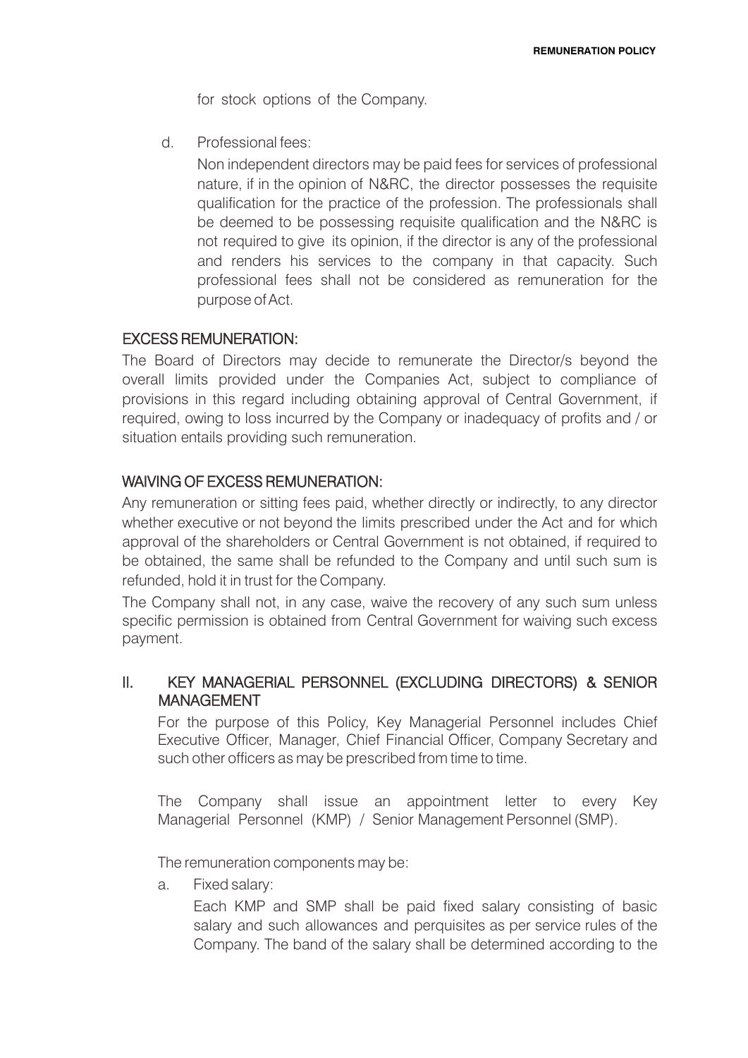for stock options of the Company.

d. Professional fees:

   Non independent directors may be paid fees for services of professional nature, if in the opinion of N&RC, the director possesses the requisite qualification for the practice of the profession. The professionals shall be deemed to be possessing requisite qualification and the N&RC is not required to give its opinion, if the director is any of the professional and renders his services to the company in that capacity. Such professional fees shall not be considered as remuneration for the purpose of Act.

## EXCESS REMUNERATION:

The Board of Directors may decide to remunerate the Director/s beyond the overall limits provided under the Companies Act, subject to compliance of provisions in this regard including obtaining approval of Central Government, if required, owing to loss incurred by the Company or inadequacy of profits and / or situation entails providing such remuneration.

## WAIVING OF EXCESS REMUNERATION:

Any remuneration or sitting fees paid, whether directly or indirectly, to any director whether executive or not beyond the limits prescribed under the Act and for which approval of the shareholders or Central Government is not obtained, if required to be obtained, the same shall be refunded to the Company and until such sum is refunded, hold it in trust for the Company.

The Company shall not, in any case, waive the recovery of any such sum unless specific permission is obtained from Central Government for waiving such excess payment.

## II. KEY MANAGERIAL PERSONNEL (EXCLUDING DIRECTORS) & SENIOR MANAGEMENT

For the purpose of this Policy, Key Managerial Personnel includes Chief Executive Officer, Manager, Chief Financial Officer, Company Secretary and such other officers as may be prescribed from time to time.

The Company shall issue an appointment letter to every Key Managerial Personnel (KMP) / Senior Management Personnel (SMP).

The remuneration components may be:

a. Fixed salary:

   Each KMP and SMP shall be paid fixed salary consisting of basic salary and such allowances and perquisites as per service rules of the Company. The band of the salary shall be determined according to the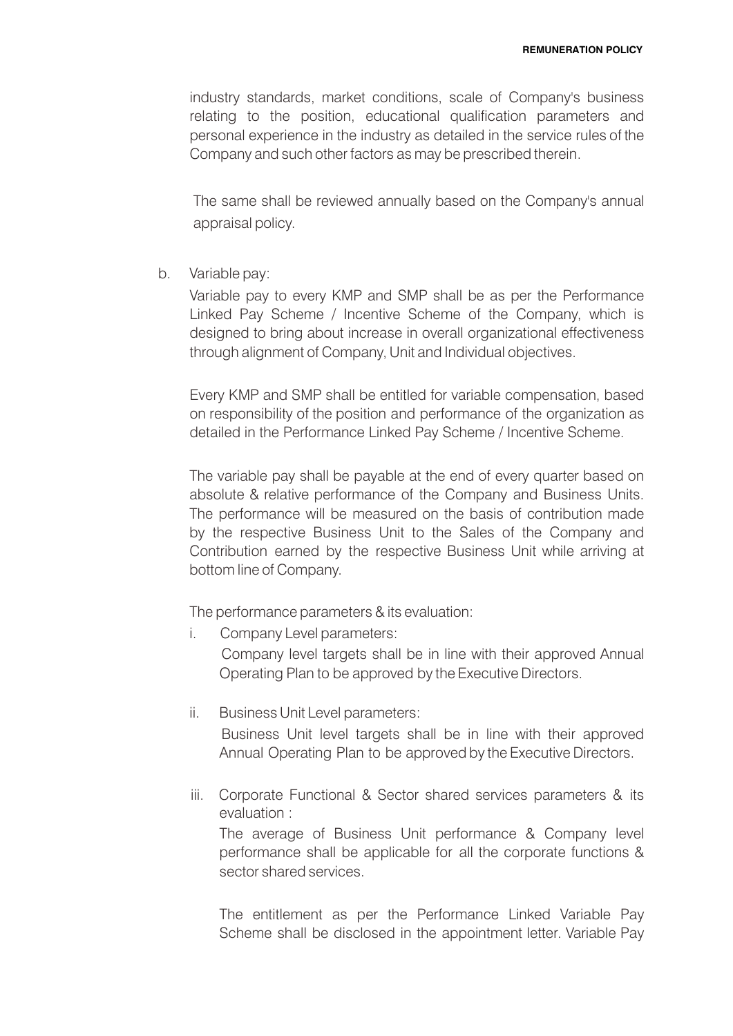industry standards, market conditions, scale of Company's business relating to the position, educational qualification parameters and personal experience in the industry as detailed in the service rules of the Company and such other factors as may be prescribed therein.

The same shall be reviewed annually based on the Company's annual appraisal policy.

b. Variable pay:

Variable pay to every KMP and SMP shall be as per the Performance Linked Pay Scheme / Incentive Scheme of the Company, which is designed to bring about increase in overall organizational effectiveness through alignment of Company, Unit and Individual objectives.

Every KMP and SMP shall be entitled for variable compensation, based on responsibility of the position and performance of the organization as detailed in the Performance Linked Pay Scheme / Incentive Scheme.

The variable pay shall be payable at the end of every quarter based on absolute & relative performance of the Company and Business Units. The performance will be measured on the basis of contribution made by the respective Business Unit to the Sales of the Company and Contribution earned by the respective Business Unit while arriving at bottom line of Company.

The performance parameters & its evaluation:

i. Company Level parameters:

   Company level targets shall be in line with their approved Annual Operating Plan to be approved by the Executive Directors.

ii. Business Unit Level parameters:

   Business Unit level targets shall be in line with their approved Annual Operating Plan to be approved by the Executive Directors.

iii. Corporate Functional & Sector shared services parameters & its evaluation :

   The average of Business Unit performance & Company level performance shall be applicable for all the corporate functions & sector shared services.

   The entitlement as per the Performance Linked Variable Pay Scheme shall be disclosed in the appointment letter. Variable Pay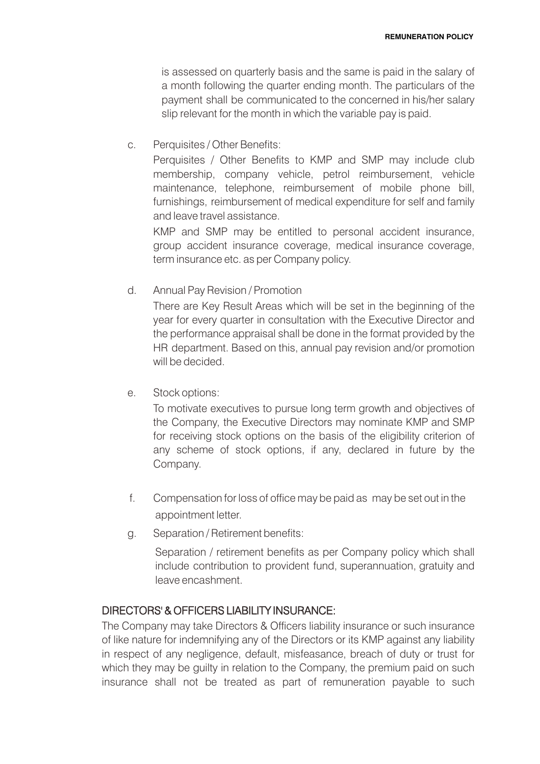is assessed on quarterly basis and the same is paid in the salary of a month following the quarter ending month. The particulars of the payment shall be communicated to the concerned in his/her salary slip relevant for the month in which the variable pay is paid.

c. Perquisites / Other Benefits:

   Perquisites / Other Benefits to KMP and SMP may include club membership, company vehicle, petrol reimbursement, vehicle maintenance, telephone, reimbursement of mobile phone bill, furnishings, reimbursement of medical expenditure for self and family and leave travel assistance.

   KMP and SMP may be entitled to personal accident insurance, group accident insurance coverage, medical insurance coverage, term insurance etc. as per Company policy.

d. Annual Pay Revision / Promotion

   There are Key Result Areas which will be set in the beginning of the year for every quarter in consultation with the Executive Director and the performance appraisal shall be done in the format provided by the HR department. Based on this, annual pay revision and/or promotion will be decided.

e. Stock options:

   To motivate executives to pursue long term growth and objectives of the Company, the Executive Directors may nominate KMP and SMP for receiving stock options on the basis of the eligibility criterion of any scheme of stock options, if any, declared in future by the Company.

f. Compensation for loss of office may be paid as may be set out in the appointment letter.

g. Separation / Retirement benefits:

   Separation / retirement benefits as per Company policy which shall include contribution to provident fund, superannuation, gratuity and leave encashment.

## DIRECTORS' & OFFICERS LIABILITY INSURANCE:

The Company may take Directors & Officers liability insurance or such insurance of like nature for indemnifying any of the Directors or its KMP against any liability in respect of any negligence, default, misfeasance, breach of duty or trust for which they may be guilty in relation to the Company, the premium paid on such insurance shall not be treated as part of remuneration payable to such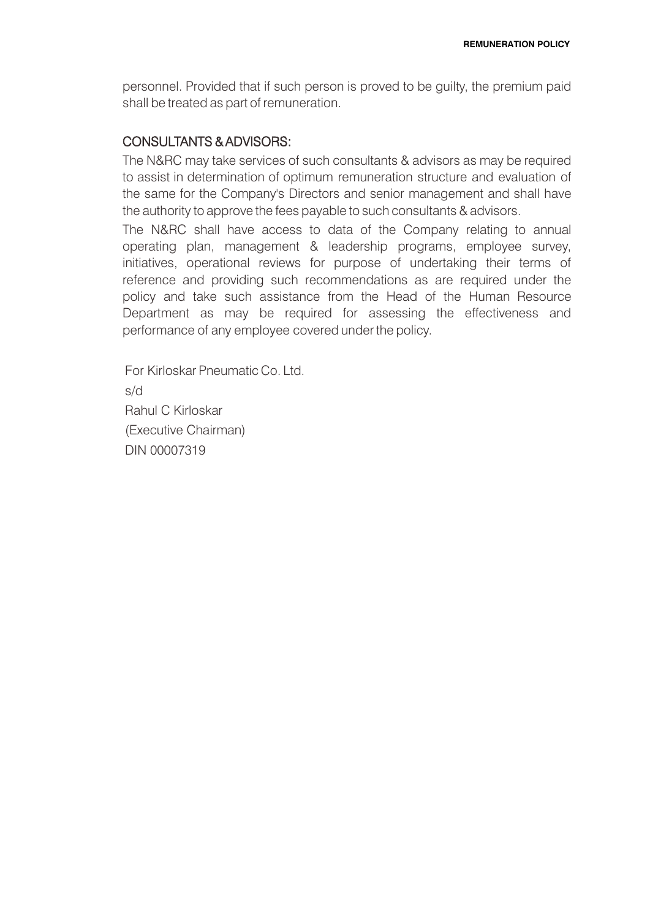personnel. Provided that if such person is proved to be guilty, the premium paid shall be treated as part of remuneration.

## CONSULTANTS & ADVISORS:

The N&RC may take services of such consultants & advisors as may be required to assist in determination of optimum remuneration structure and evaluation of the same for the Company's Directors and senior management and shall have the authority to approve the fees payable to such consultants & advisors.

The N&RC shall have access to data of the Company relating to annual operating plan, management & leadership programs, employee survey, initiatives, operational reviews for purpose of undertaking their terms of reference and providing such recommendations as are required under the policy and take such assistance from the Head of the Human Resource Department as may be required for assessing the effectiveness and performance of any employee covered under the policy.

For Kirloskar Pneumatic Co. Ltd.
s/d
Rahul C Kirloskar
(Executive Chairman)
DIN 00007319